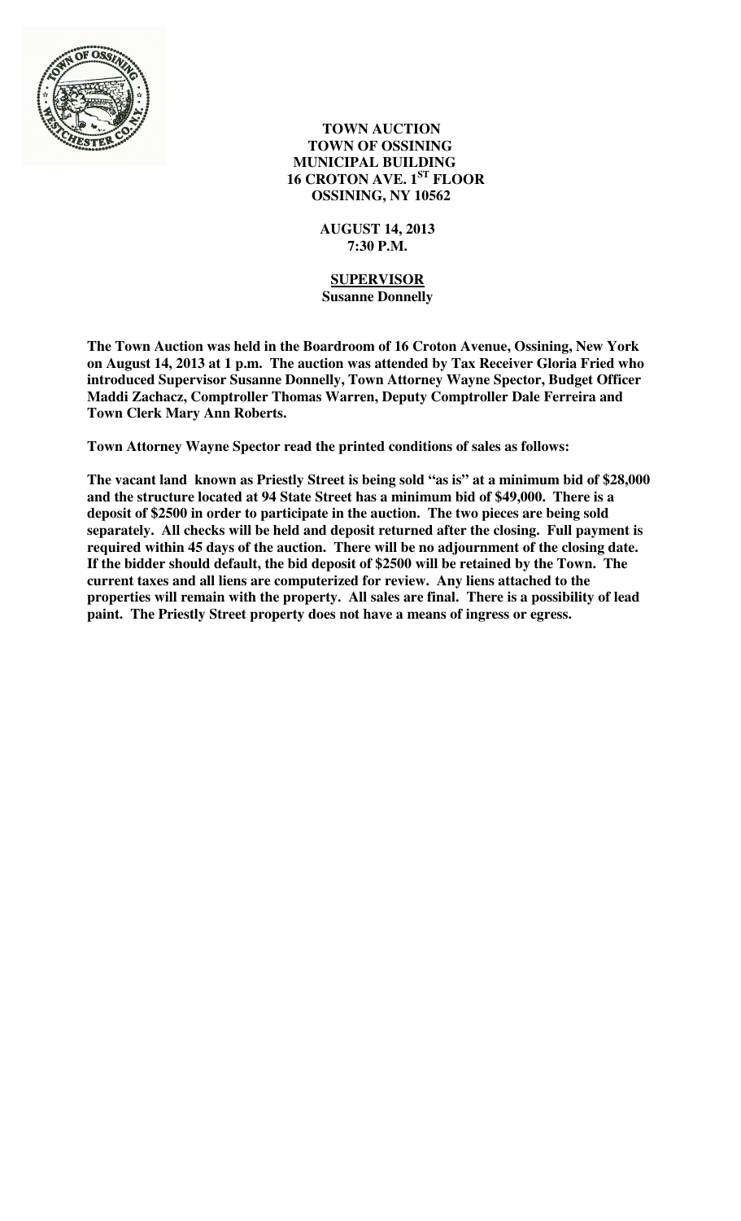**TOWN AUCTION**
**TOWN OF OSSINING**
**MUNICIPAL BUILDING**
**16 CROTON AVE. 1ST FLOOR**
**OSSINING, NY 10562**

**AUGUST 14, 2013**
**7:30 P.M.**

**SUPERVISOR**
**Susanne Donnelly**

**The Town Auction was held in the Boardroom of 16 Croton Avenue, Ossining, New York on August 14, 2013 at 1 p.m. The auction was attended by Tax Receiver Gloria Fried who introduced Supervisor Susanne Donnelly, Town Attorney Wayne Spector, Budget Officer Maddi Zachacz, Comptroller Thomas Warren, Deputy Comptroller Dale Ferreira and Town Clerk Mary Ann Roberts.**

**Town Attorney Wayne Spector read the printed conditions of sales as follows:**

**The vacant land known as Priestly Street is being sold "as is" at a minimum bid of $28,000 and the structure located at 94 State Street has a minimum bid of $49,000. There is a deposit of $2500 in order to participate in the auction. The two pieces are being sold separately. All checks will be held and deposit returned after the closing. Full payment is required within 45 days of the auction. There will be no adjournment of the closing date. If the bidder should default, the bid deposit of $2500 will be retained by the Town. The current taxes and all liens are computerized for review. Any liens attached to the properties will remain with the property. All sales are final. There is a possibility of lead paint. The Priestly Street property does not have a means of ingress or egress.**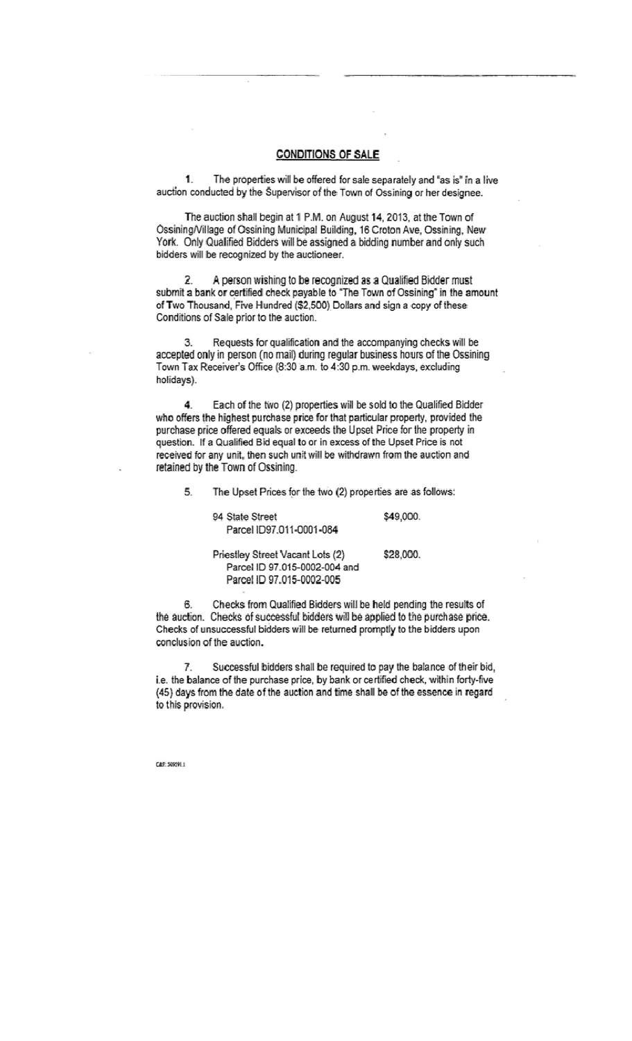## CONDITIONS OF SALE

1. The properties will be offered for sale separately and "as is" in a live auction conducted by the Supervisor of the Town of Ossining or her designee.

The auction shall begin at 1 P.M. on August 14, 2013, at the Town of Ossining/Village of Ossining Municipal Building, 16 Croton Ave, Ossining, New York. Only Qualified Bidders will be assigned a bidding number and only such bidders will be recognized by the auctioneer.

2. A person wishing to be recognized as a Qualified Bidder must submit a bank or certified check payable to "The Town of Ossining" in the amount of Two Thousand, Five Hundred ($2,500) Dollars and sign a copy of these Conditions of Sale prior to the auction.

3. Requests for qualification and the accompanying checks will be accepted only in person (no mail) during regular business hours of the Ossining Town Tax Receiver's Office (8:30 a.m. to 4:30 p.m. weekdays, excluding holidays).

4. Each of the two (2) properties will be sold to the Qualified Bidder who offers the highest purchase price for that particular property, provided the purchase price offered equals or exceeds the Upset Price for the property in question. If a Qualified Bid equal to or in excess of the Upset Price is not received for any unit, then such unit will be withdrawn from the auction and retained by the Town of Ossining.

5. The Upset Prices for the two (2) properties are as follows:

| | |
|---|---|
| 94 State Street<br>Parcel ID97.011-0001-084 | $49,000. |
| Priestley Street Vacant Lots (2)<br>Parcel ID 97.015-0002-004 and<br>Parcel ID 97.015-0002-005 | $28,000. |

6. Checks from Qualified Bidders will be held pending the results of the auction. Checks of successful bidders will be applied to the purchase price. Checks of unsuccessful bidders will be returned promptly to the bidders upon conclusion of the auction.

7. Successful bidders shall be required to pay the balance of their bid, i.e. the balance of the purchase price, by bank or certified check, within forty-five (45) days from the date of the auction and time shall be of the essence in regard to this provision.

C&F: 509591.1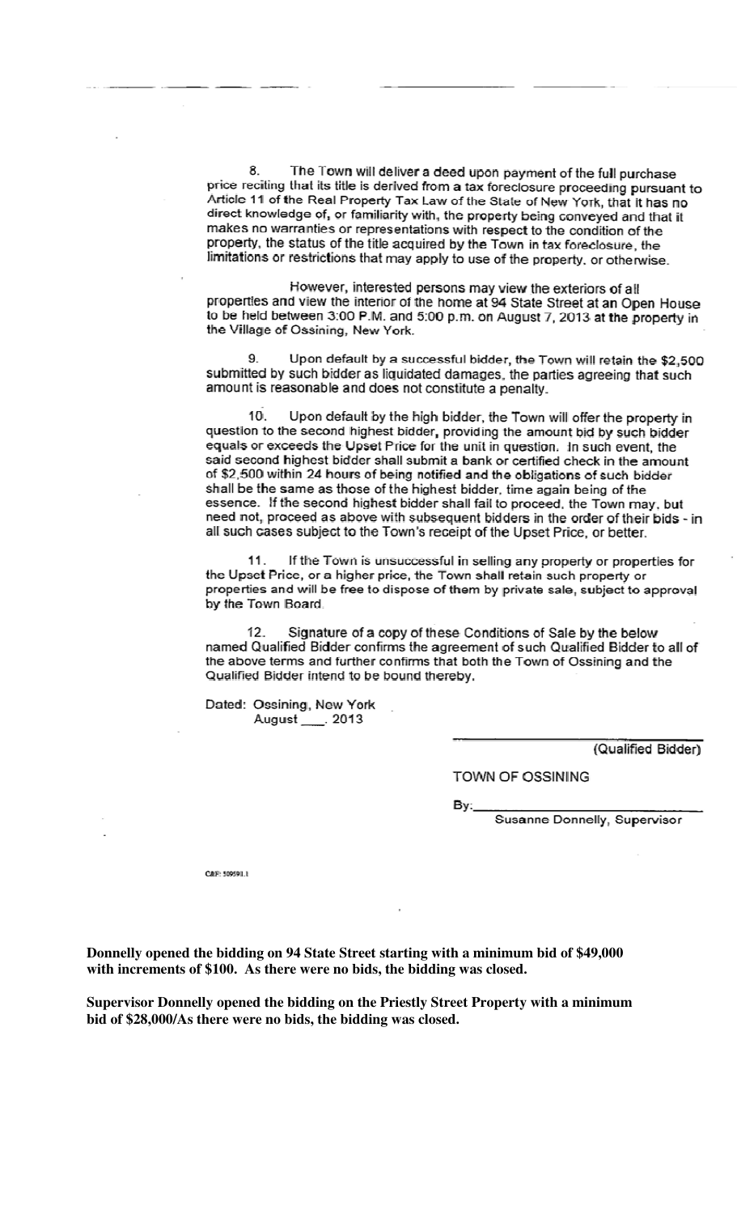8. The Town will deliver a deed upon payment of the full purchase price reciting that its title is derived from a tax foreclosure proceeding pursuant to Article 11 of the Real Property Tax Law of the State of New York, that it has no direct knowledge of, or familiarity with, the property being conveyed and that it makes no warranties or representations with respect to the condition of the property, the status of the title acquired by the Town in tax foreclosure, the limitations or restrictions that may apply to use of the property, or otherwise.

However, interested persons may view the exteriors of all properties and view the interior of the home at 94 State Street at an Open House to be held between 3:00 P.M. and 5:00 p.m. on August 7, 2013 at the property in the Village of Ossining, New York.

9. Upon default by a successful bidder, the Town will retain the $2,500 submitted by such bidder as liquidated damages, the parties agreeing that such amount is reasonable and does not constitute a penalty.

10. Upon default by the high bidder, the Town will offer the property in question to the second highest bidder, providing the amount bid by such bidder equals or exceeds the Upset Price for the unit in question. In such event, the said second highest bidder shall submit a bank or certified check in the amount of $2,500 within 24 hours of being notified and the obligations of such bidder shall be the same as those of the highest bidder, time again being of the essence. If the second highest bidder shall fail to proceed, the Town may, but need not, proceed as above with subsequent bidders in the order of their bids - in all such cases subject to the Town's receipt of the Upset Price, or better.

11. If the Town is unsuccessful in selling any property or properties for the Upset Price, or a higher price, the Town shall retain such property or properties and will be free to dispose of them by private sale, subject to approval by the Town Board.

12. Signature of a copy of these Conditions of Sale by the below named Qualified Bidder confirms the agreement of such Qualified Bidder to all of the above terms and further confirms that both the Town of Ossining and the Qualified Bidder intend to be bound thereby.

Dated: Ossining, New York
August ___, 2013

_____________________________
(Qualified Bidder)

TOWN OF OSSINING

By:_____________________________
Susanne Donnelly, Supervisor

CAP: 509591.1

**Donnelly opened the bidding on 94 State Street starting with a minimum bid of $49,000 with increments of $100. As there were no bids, the bidding was closed.**

**Supervisor Donnelly opened the bidding on the Priestly Street Property with a minimum bid of $28,000/As there were no bids, the bidding was closed.**